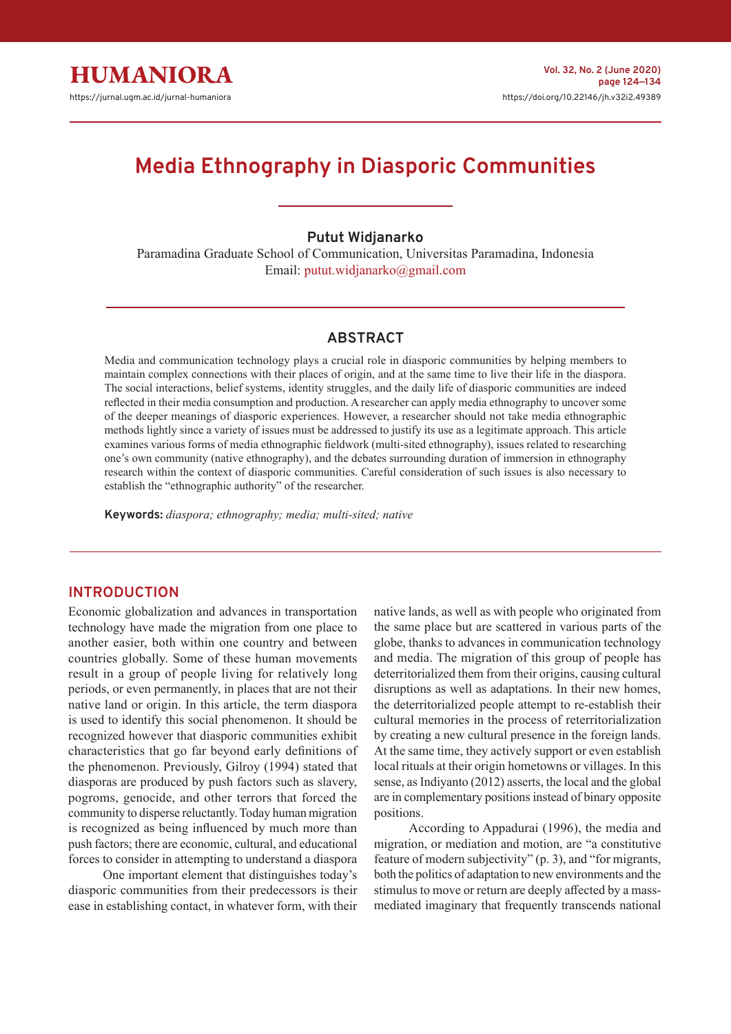# Media Ethnography in Diasporic Communities

**Putut Widjanarko**

Paramadina Graduate School of Communication, Universitas Paramadina, Indonesia

Email: putut.widjanarko@gmail.com

## ABSTRACT

Media and communication technology plays a crucial role in diasporic communities by helping members to maintain complex connections with their places of origin, and at the same time to live their life in the diaspora. The social interactions, belief systems, identity struggles, and the daily life of diasporic communities are indeed reflected in their media consumption and production. A researcher can apply media ethnography to uncover some of the deeper meanings of diasporic experiences. However, a researcher should not take media ethnographic methods lightly since a variety of issues must be addressed to justify its use as a legitimate approach. This article examines various forms of media ethnographic fieldwork (multi-sited ethnography), issues related to researching one's own community (native ethnography), and the debates surrounding duration of immersion in ethnography research within the context of diasporic communities. Careful consideration of such issues is also necessary to establish the "ethnographic authority" of the researcher.

**Keywords:** *diaspora; ethnography; media; multi-sited; native*

## INTRODUCTION

Economic globalization and advances in transportation technology have made the migration from one place to another easier, both within one country and between countries globally. Some of these human movements result in a group of people living for relatively long periods, or even permanently, in places that are not their native land or origin. In this article, the term diaspora is used to identify this social phenomenon. It should be recognized however that diasporic communities exhibit characteristics that go far beyond early definitions of the phenomenon. Previously, Gilroy (1994) stated that diasporas are produced by push factors such as slavery, pogroms, genocide, and other terrors that forced the community to disperse reluctantly. Today human migration is recognized as being influenced by much more than push factors; there are economic, cultural, and educational forces to consider in attempting to understand a diaspora

One important element that distinguishes today's diasporic communities from their predecessors is their ease in establishing contact, in whatever form, with their native lands, as well as with people who originated from the same place but are scattered in various parts of the globe, thanks to advances in communication technology and media. The migration of this group of people has deterritorialized them from their origins, causing cultural disruptions as well as adaptations. In their new homes, the deterritorialized people attempt to re-establish their cultural memories in the process of reterritorialization by creating a new cultural presence in the foreign lands. At the same time, they actively support or even establish local rituals at their origin hometowns or villages. In this sense, as Indiyanto (2012) asserts, the local and the global are in complementary positions instead of binary opposite positions.

According to Appadurai (1996), the media and migration, or mediation and motion, are "a constitutive feature of modern subjectivity" (p. 3), and "for migrants, both the politics of adaptation to new environments and the stimulus to move or return are deeply affected by a mass-mediated imaginary that frequently transcends national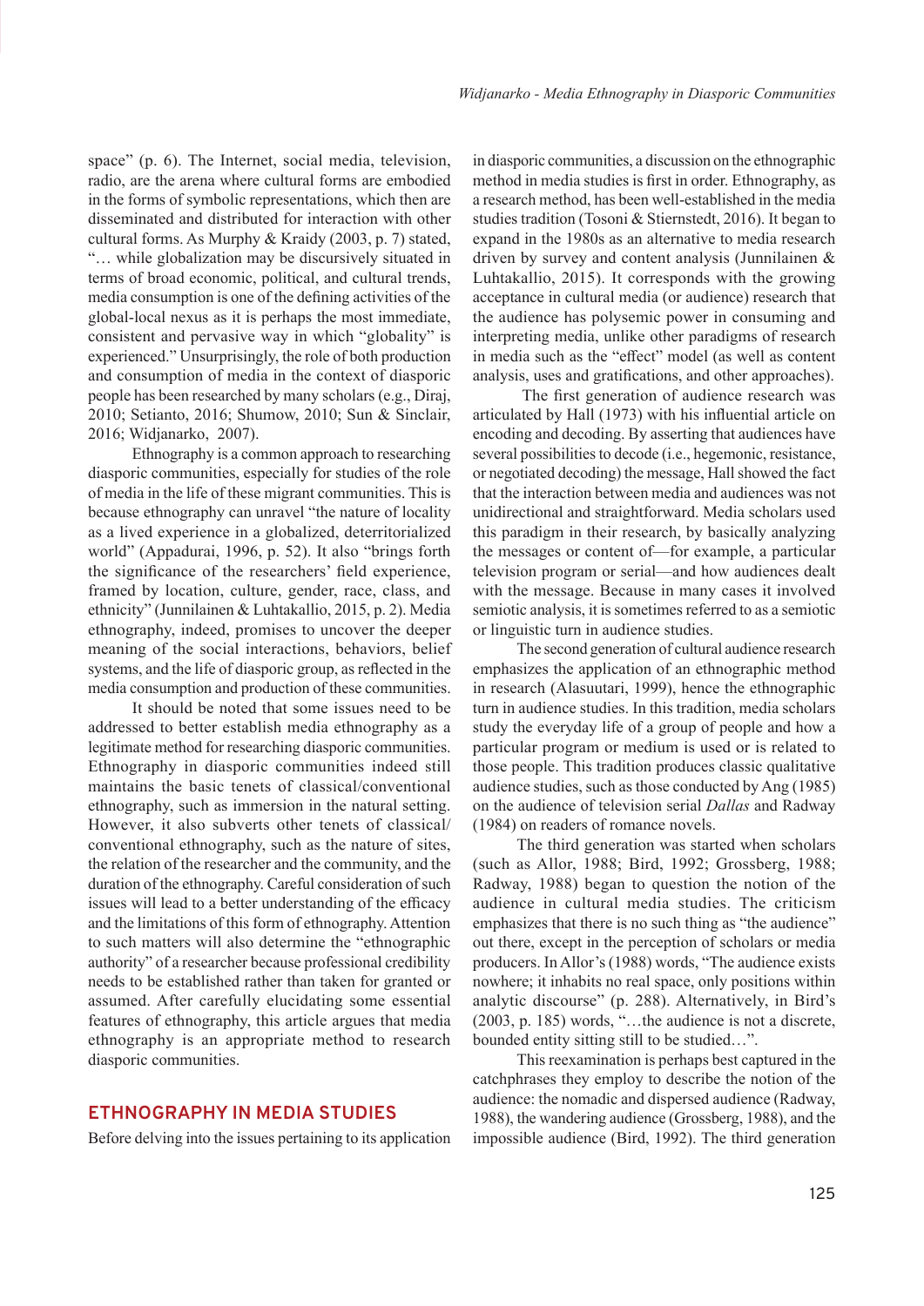space" (p. 6). The Internet, social media, television, radio, are the arena where cultural forms are embodied in the forms of symbolic representations, which then are disseminated and distributed for interaction with other cultural forms. As Murphy & Kraidy (2003, p. 7) stated, "… while globalization may be discursively situated in terms of broad economic, political, and cultural trends, media consumption is one of the defining activities of the global-local nexus as it is perhaps the most immediate, consistent and pervasive way in which "globality" is experienced." Unsurprisingly, the role of both production and consumption of media in the context of diasporic people has been researched by many scholars (e.g., Diraj, 2010; Setianto, 2016; Shumow, 2010; Sun & Sinclair, 2016; Widjanarko, 2007).

Ethnography is a common approach to researching diasporic communities, especially for studies of the role of media in the life of these migrant communities. This is because ethnography can unravel "the nature of locality as a lived experience in a globalized, deterritorialized world" (Appadurai, 1996, p. 52). It also "brings forth the significance of the researchers' field experience, framed by location, culture, gender, race, class, and ethnicity" (Junnilainen & Luhtakallio, 2015, p. 2). Media ethnography, indeed, promises to uncover the deeper meaning of the social interactions, behaviors, belief systems, and the life of diasporic group, as reflected in the media consumption and production of these communities.

It should be noted that some issues need to be addressed to better establish media ethnography as a legitimate method for researching diasporic communities. Ethnography in diasporic communities indeed still maintains the basic tenets of classical/conventional ethnography, such as immersion in the natural setting. However, it also subverts other tenets of classical/conventional ethnography, such as the nature of sites, the relation of the researcher and the community, and the duration of the ethnography. Careful consideration of such issues will lead to a better understanding of the efficacy and the limitations of this form of ethnography. Attention to such matters will also determine the "ethnographic authority" of a researcher because professional credibility needs to be established rather than taken for granted or assumed. After carefully elucidating some essential features of ethnography, this article argues that media ethnography is an appropriate method to research diasporic communities.

## ETHNOGRAPHY IN MEDIA STUDIES

Before delving into the issues pertaining to its application in diasporic communities, a discussion on the ethnographic method in media studies is first in order. Ethnography, as a research method, has been well-established in the media studies tradition (Tosoni & Stiernstedt, 2016). It began to expand in the 1980s as an alternative to media research driven by survey and content analysis (Junnilainen & Luhtakallio, 2015). It corresponds with the growing acceptance in cultural media (or audience) research that the audience has polysemic power in consuming and interpreting media, unlike other paradigms of research in media such as the "effect" model (as well as content analysis, uses and gratifications, and other approaches).

The first generation of audience research was articulated by Hall (1973) with his influential article on encoding and decoding. By asserting that audiences have several possibilities to decode (i.e., hegemonic, resistance, or negotiated decoding) the message, Hall showed the fact that the interaction between media and audiences was not unidirectional and straightforward. Media scholars used this paradigm in their research, by basically analyzing the messages or content of—for example, a particular television program or serial—and how audiences dealt with the message. Because in many cases it involved semiotic analysis, it is sometimes referred to as a semiotic or linguistic turn in audience studies.

The second generation of cultural audience research emphasizes the application of an ethnographic method in research (Alasuutari, 1999), hence the ethnographic turn in audience studies. In this tradition, media scholars study the everyday life of a group of people and how a particular program or medium is used or is related to those people. This tradition produces classic qualitative audience studies, such as those conducted by Ang (1985) on the audience of television serial *Dallas* and Radway (1984) on readers of romance novels.

The third generation was started when scholars (such as Allor, 1988; Bird, 1992; Grossberg, 1988; Radway, 1988) began to question the notion of the audience in cultural media studies. The criticism emphasizes that there is no such thing as "the audience" out there, except in the perception of scholars or media producers. In Allor's (1988) words, "The audience exists nowhere; it inhabits no real space, only positions within analytic discourse" (p. 288). Alternatively, in Bird's (2003, p. 185) words, "…the audience is not a discrete, bounded entity sitting still to be studied…".

This reexamination is perhaps best captured in the catchphrases they employ to describe the notion of the audience: the nomadic and dispersed audience (Radway, 1988), the wandering audience (Grossberg, 1988), and the impossible audience (Bird, 1992). The third generation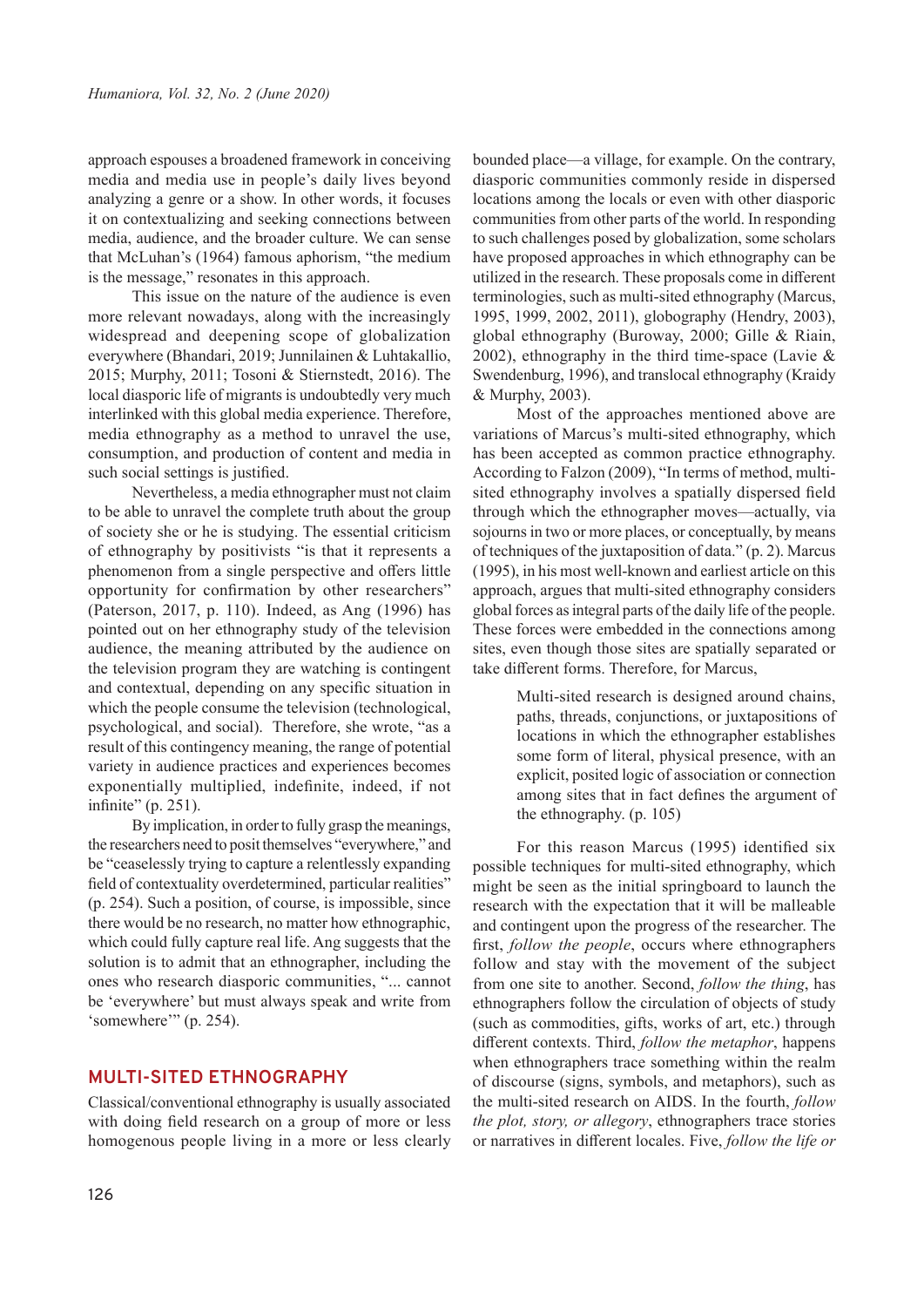approach espouses a broadened framework in conceiving media and media use in people's daily lives beyond analyzing a genre or a show. In other words, it focuses it on contextualizing and seeking connections between media, audience, and the broader culture. We can sense that McLuhan's (1964) famous aphorism, "the medium is the message," resonates in this approach.

This issue on the nature of the audience is even more relevant nowadays, along with the increasingly widespread and deepening scope of globalization everywhere (Bhandari, 2019; Junnilainen & Luhtakallio, 2015; Murphy, 2011; Tosoni & Stiernstedt, 2016). The local diasporic life of migrants is undoubtedly very much interlinked with this global media experience. Therefore, media ethnography as a method to unravel the use, consumption, and production of content and media in such social settings is justified.

Nevertheless, a media ethnographer must not claim to be able to unravel the complete truth about the group of society she or he is studying. The essential criticism of ethnography by positivists "is that it represents a phenomenon from a single perspective and offers little opportunity for confirmation by other researchers" (Paterson, 2017, p. 110). Indeed, as Ang (1996) has pointed out on her ethnography study of the television audience, the meaning attributed by the audience on the television program they are watching is contingent and contextual, depending on any specific situation in which the people consume the television (technological, psychological, and social). Therefore, she wrote, "as a result of this contingency meaning, the range of potential variety in audience practices and experiences becomes exponentially multiplied, indefinite, indeed, if not infinite" (p. 251).

By implication, in order to fully grasp the meanings, the researchers need to posit themselves "everywhere," and be "ceaselessly trying to capture a relentlessly expanding field of contextuality overdetermined, particular realities" (p. 254). Such a position, of course, is impossible, since there would be no research, no matter how ethnographic, which could fully capture real life. Ang suggests that the solution is to admit that an ethnographer, including the ones who research diasporic communities, "... cannot be 'everywhere' but must always speak and write from 'somewhere'" (p. 254).

## MULTI-SITED ETHNOGRAPHY

Classical/conventional ethnography is usually associated with doing field research on a group of more or less homogenous people living in a more or less clearly bounded place—a village, for example. On the contrary, diasporic communities commonly reside in dispersed locations among the locals or even with other diasporic communities from other parts of the world. In responding to such challenges posed by globalization, some scholars have proposed approaches in which ethnography can be utilized in the research. These proposals come in different terminologies, such as multi-sited ethnography (Marcus, 1995, 1999, 2002, 2011), globography (Hendry, 2003), global ethnography (Buroway, 2000; Gille & Riain, 2002), ethnography in the third time-space (Lavie & Swendenburg, 1996), and translocal ethnography (Kraidy & Murphy, 2003).

Most of the approaches mentioned above are variations of Marcus's multi-sited ethnography, which has been accepted as common practice ethnography. According to Falzon (2009), "In terms of method, multi-sited ethnography involves a spatially dispersed field through which the ethnographer moves—actually, via sojourns in two or more places, or conceptually, by means of techniques of the juxtaposition of data." (p. 2). Marcus (1995), in his most well-known and earliest article on this approach, argues that multi-sited ethnography considers global forces as integral parts of the daily life of the people. These forces were embedded in the connections among sites, even though those sites are spatially separated or take different forms. Therefore, for Marcus,

> Multi-sited research is designed around chains, paths, threads, conjunctions, or juxtapositions of locations in which the ethnographer establishes some form of literal, physical presence, with an explicit, posited logic of association or connection among sites that in fact defines the argument of the ethnography. (p. 105)

For this reason Marcus (1995) identified six possible techniques for multi-sited ethnography, which might be seen as the initial springboard to launch the research with the expectation that it will be malleable and contingent upon the progress of the researcher. The first, *follow the people*, occurs where ethnographers follow and stay with the movement of the subject from one site to another. Second, *follow the thing*, has ethnographers follow the circulation of objects of study (such as commodities, gifts, works of art, etc.) through different contexts. Third, *follow the metaphor*, happens when ethnographers trace something within the realm of discourse (signs, symbols, and metaphors), such as the multi-sited research on AIDS. In the fourth, *follow the plot, story, or allegory*, ethnographers trace stories or narratives in different locales. Five, *follow the life or*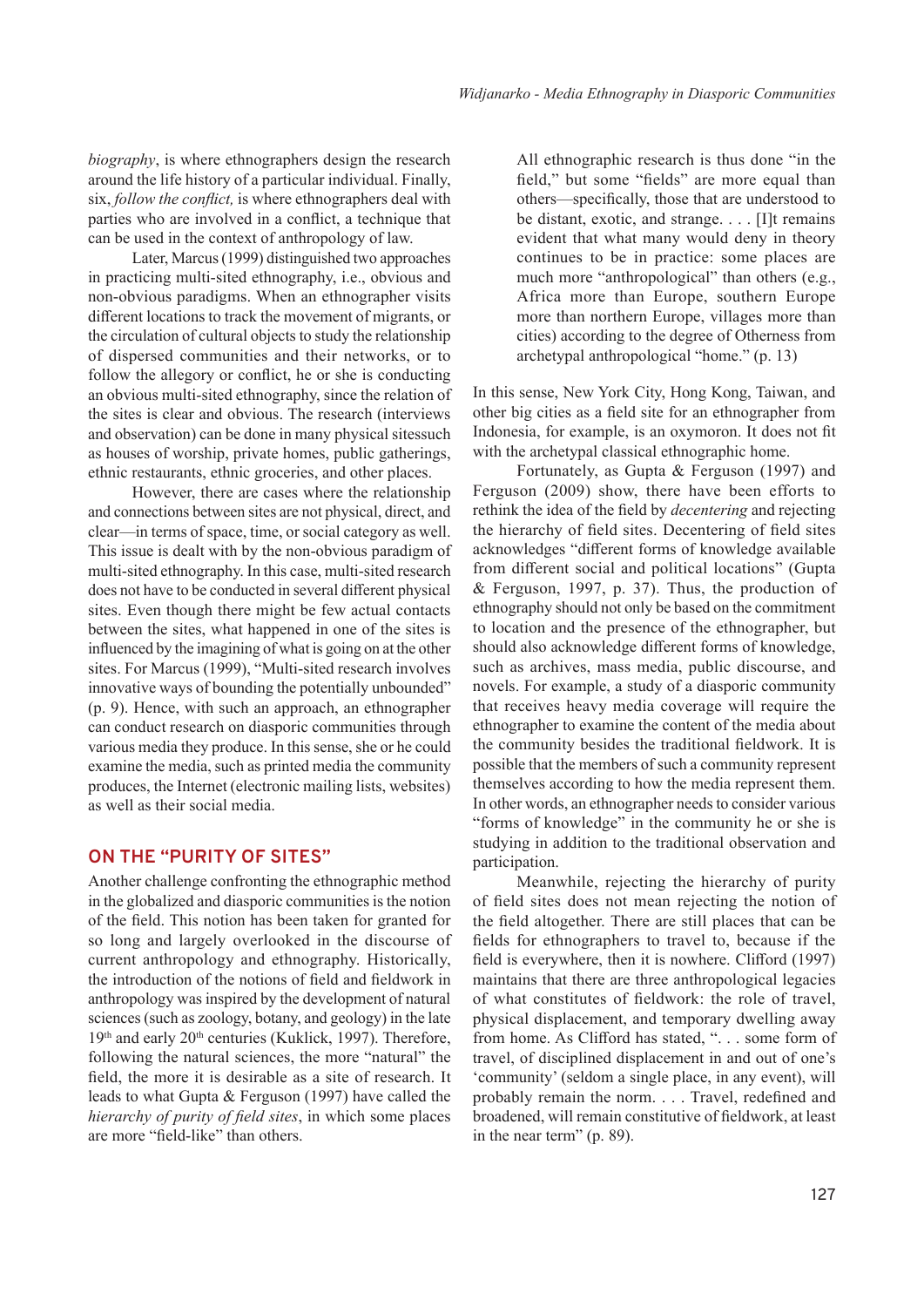*biography*, is where ethnographers design the research around the life history of a particular individual. Finally, six, *follow the conflict,* is where ethnographers deal with parties who are involved in a conflict, a technique that can be used in the context of anthropology of law.

Later, Marcus (1999) distinguished two approaches in practicing multi-sited ethnography, i.e., obvious and non-obvious paradigms. When an ethnographer visits different locations to track the movement of migrants, or the circulation of cultural objects to study the relationship of dispersed communities and their networks, or to follow the allegory or conflict, he or she is conducting an obvious multi-sited ethnography, since the relation of the sites is clear and obvious. The research (interviews and observation) can be done in many physical sitessuch as houses of worship, private homes, public gatherings, ethnic restaurants, ethnic groceries, and other places.

However, there are cases where the relationship and connections between sites are not physical, direct, and clear—in terms of space, time, or social category as well. This issue is dealt with by the non-obvious paradigm of multi-sited ethnography. In this case, multi-sited research does not have to be conducted in several different physical sites. Even though there might be few actual contacts between the sites, what happened in one of the sites is influenced by the imagining of what is going on at the other sites. For Marcus (1999), "Multi-sited research involves innovative ways of bounding the potentially unbounded" (p. 9). Hence, with such an approach, an ethnographer can conduct research on diasporic communities through various media they produce. In this sense, she or he could examine the media, such as printed media the community produces, the Internet (electronic mailing lists, websites) as well as their social media.

## ON THE "PURITY OF SITES"

Another challenge confronting the ethnographic method in the globalized and diasporic communities is the notion of the field. This notion has been taken for granted for so long and largely overlooked in the discourse of current anthropology and ethnography. Historically, the introduction of the notions of field and fieldwork in anthropology was inspired by the development of natural sciences (such as zoology, botany, and geology) in the late 19th and early 20th centuries (Kuklick, 1997). Therefore, following the natural sciences, the more "natural" the field, the more it is desirable as a site of research. It leads to what Gupta & Ferguson (1997) have called the *hierarchy of purity of field sites*, in which some places are more "field-like" than others.

> All ethnographic research is thus done "in the field," but some "fields" are more equal than others—specifically, those that are understood to be distant, exotic, and strange. . . . [I]t remains evident that what many would deny in theory continues to be in practice: some places are much more "anthropological" than others (e.g., Africa more than Europe, southern Europe more than northern Europe, villages more than cities) according to the degree of Otherness from archetypal anthropological "home." (p. 13)

In this sense, New York City, Hong Kong, Taiwan, and other big cities as a field site for an ethnographer from Indonesia, for example, is an oxymoron. It does not fit with the archetypal classical ethnographic home.

Fortunately, as Gupta & Ferguson (1997) and Ferguson (2009) show, there have been efforts to rethink the idea of the field by *decentering* and rejecting the hierarchy of field sites. Decentering of field sites acknowledges "different forms of knowledge available from different social and political locations" (Gupta & Ferguson, 1997, p. 37). Thus, the production of ethnography should not only be based on the commitment to location and the presence of the ethnographer, but should also acknowledge different forms of knowledge, such as archives, mass media, public discourse, and novels. For example, a study of a diasporic community that receives heavy media coverage will require the ethnographer to examine the content of the media about the community besides the traditional fieldwork. It is possible that the members of such a community represent themselves according to how the media represent them. In other words, an ethnographer needs to consider various "forms of knowledge" in the community he or she is studying in addition to the traditional observation and participation.

Meanwhile, rejecting the hierarchy of purity of field sites does not mean rejecting the notion of the field altogether. There are still places that can be fields for ethnographers to travel to, because if the field is everywhere, then it is nowhere. Clifford (1997) maintains that there are three anthropological legacies of what constitutes of fieldwork: the role of travel, physical displacement, and temporary dwelling away from home. As Clifford has stated, ". . . some form of travel, of disciplined displacement in and out of one's 'community' (seldom a single place, in any event), will probably remain the norm. . . . Travel, redefined and broadened, will remain constitutive of fieldwork, at least in the near term" (p. 89).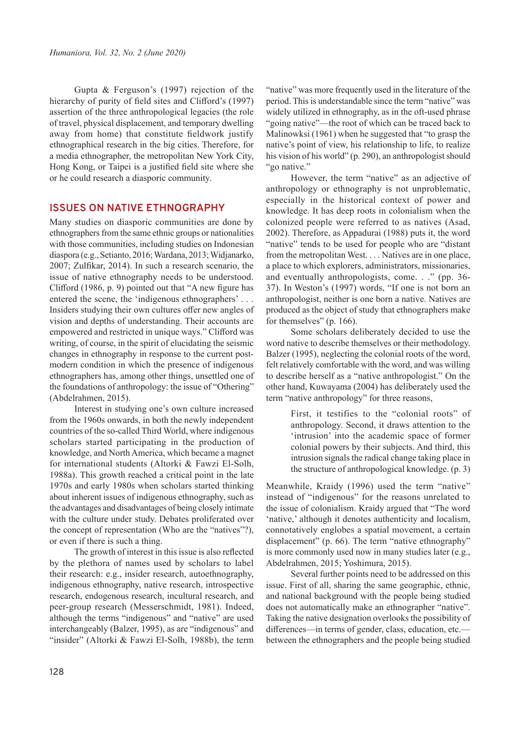Gupta & Ferguson's (1997) rejection of the hierarchy of purity of field sites and Clifford's (1997) assertion of the three anthropological legacies (the role of travel, physical displacement, and temporary dwelling away from home) that constitute fieldwork justify ethnographical research in the big cities. Therefore, for a media ethnographer, the metropolitan New York City, Hong Kong, or Taipei is a justified field site where she or he could research a diasporic community.

## ISSUES ON NATIVE ETHNOGRAPHY

Many studies on diasporic communities are done by ethnographers from the same ethnic groups or nationalities with those communities, including studies on Indonesian diaspora (e.g., Setianto, 2016; Wardana, 2013; Widjanarko, 2007; Zulfikar, 2014). In such a research scenario, the issue of native ethnography needs to be understood. Clifford (1986, p. 9) pointed out that "A new figure has entered the scene, the 'indigenous ethnographers' . . . Insiders studying their own cultures offer new angles of vision and depths of understanding. Their accounts are empowered and restricted in unique ways." Clifford was writing, of course, in the spirit of elucidating the seismic changes in ethnography in response to the current post-modern condition in which the presence of indigenous ethnographers has, among other things, unsettled one of the foundations of anthropology: the issue of "Othering" (Abdelrahmen, 2015).

Interest in studying one's own culture increased from the 1960s onwards, in both the newly independent countries of the so-called Third World, where indigenous scholars started participating in the production of knowledge, and North America, which became a magnet for international students (Altorki & Fawzi El-Solh, 1988a). This growth reached a critical point in the late 1970s and early 1980s when scholars started thinking about inherent issues of indigenous ethnography, such as the advantages and disadvantages of being closely intimate with the culture under study. Debates proliferated over the concept of representation (Who are the "natives"?), or even if there is such a thing.

The growth of interest in this issue is also reflected by the plethora of names used by scholars to label their research: e.g., insider research, autoethnography, indigenous ethnography, native research, introspective research, endogenous research, incultural research, and peer-group research (Messerschmidt, 1981). Indeed, although the terms "indigenous" and "native" are used interchangeably (Balzer, 1995), as are "indigenous" and "insider" (Altorki & Fawzi El-Solh, 1988b), the term "native" was more frequently used in the literature of the period. This is understandable since the term "native" was widely utilized in ethnography, as in the oft-used phrase "going native"—the root of which can be traced back to Malinowksi (1961) when he suggested that "to grasp the native's point of view, his relationship to life, to realize his vision of his world" (p. 290), an anthropologist should "go native."

However, the term "native" as an adjective of anthropology or ethnography is not unproblematic, especially in the historical context of power and knowledge. It has deep roots in colonialism when the colonized people were referred to as natives (Asad, 2002). Therefore, as Appadurai (1988) puts it, the word "native" tends to be used for people who are "distant from the metropolitan West. . . . Natives are in one place, a place to which explorers, administrators, missionaries, and eventually anthropologists, come. . ." (pp. 36-37). In Weston's (1997) words, "If one is not born an anthropologist, neither is one born a native. Natives are produced as the object of study that ethnographers make for themselves" (p. 166).

Some scholars deliberately decided to use the word native to describe themselves or their methodology. Balzer (1995), neglecting the colonial roots of the word, felt relatively comfortable with the word, and was willing to describe herself as a "native anthropologist." On the other hand, Kuwayama (2004) has deliberately used the term "native anthropology" for three reasons,

> First, it testifies to the "colonial roots" of anthropology. Second, it draws attention to the 'intrusion' into the academic space of former colonial powers by their subjects. And third, this intrusion signals the radical change taking place in the structure of anthropological knowledge. (p. 3)

Meanwhile, Kraidy (1996) used the term "native" instead of "indigenous" for the reasons unrelated to the issue of colonialism. Kraidy argued that "The word 'native,' although it denotes authenticity and localism, connotatively englobes a spatial movement, a certain displacement" (p. 66). The term "native ethnography" is more commonly used now in many studies later (e.g., Abdelrahmen, 2015; Yoshimura, 2015).

Several further points need to be addressed on this issue. First of all, sharing the same geographic, ethnic, and national background with the people being studied does not automatically make an ethnographer "native". Taking the native designation overlooks the possibility of differences—in terms of gender, class, education, etc.—between the ethnographers and the people being studied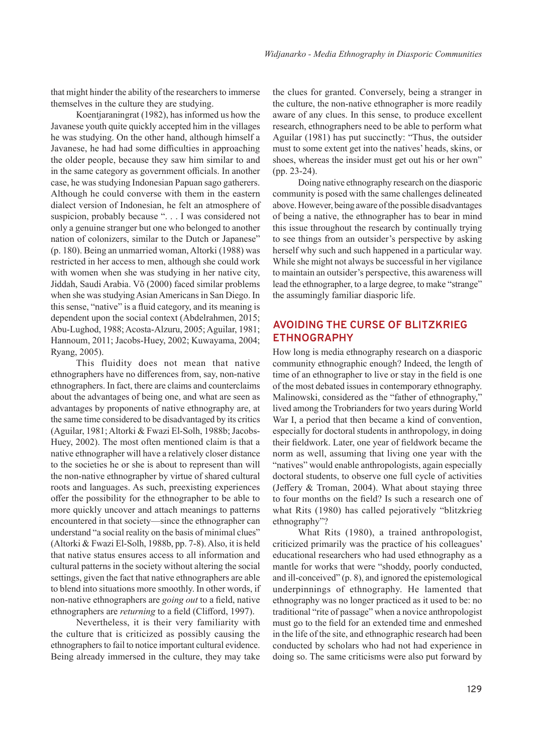that might hinder the ability of the researchers to immerse themselves in the culture they are studying.

Koentjaraningrat (1982), has informed us how the Javanese youth quite quickly accepted him in the villages he was studying. On the other hand, although himself a Javanese, he had had some difficulties in approaching the older people, because they saw him similar to and in the same category as government officials. In another case, he was studying Indonesian Papuan sago gatherers. Although he could converse with them in the eastern dialect version of Indonesian, he felt an atmosphere of suspicion, probably because ". . . I was considered not only a genuine stranger but one who belonged to another nation of colonizers, similar to the Dutch or Japanese" (p. 180). Being an unmarried woman, Altorki (1988) was restricted in her access to men, although she could work with women when she was studying in her native city, Jiddah, Saudi Arabia. Võ (2000) faced similar problems when she was studying Asian Americans in San Diego. In this sense, "native" is a fluid category, and its meaning is dependent upon the social context (Abdelrahmen, 2015; Abu-Lughod, 1988; Acosta-Alzuru, 2005; Aguilar, 1981; Hannoum, 2011; Jacobs-Huey, 2002; Kuwayama, 2004; Ryang, 2005).

This fluidity does not mean that native ethnographers have no differences from, say, non-native ethnographers. In fact, there are claims and counterclaims about the advantages of being one, and what are seen as advantages by proponents of native ethnography are, at the same time considered to be disadvantaged by its critics (Aguilar, 1981; Altorki & Fwazi El-Solh, 1988b; Jacobs-Huey, 2002). The most often mentioned claim is that a native ethnographer will have a relatively closer distance to the societies he or she is about to represent than will the non-native ethnographer by virtue of shared cultural roots and languages. As such, preexisting experiences offer the possibility for the ethnographer to be able to more quickly uncover and attach meanings to patterns encountered in that society—since the ethnographer can understand "a social reality on the basis of minimal clues" (Altorki & Fwazi El-Solh, 1988b, pp. 7-8). Also, it is held that native status ensures access to all information and cultural patterns in the society without altering the social settings, given the fact that native ethnographers are able to blend into situations more smoothly. In other words, if non-native ethnographers are *going out* to a field, native ethnographers are *returning* to a field (Clifford, 1997).

Nevertheless, it is their very familiarity with the culture that is criticized as possibly causing the ethnographers to fail to notice important cultural evidence. Being already immersed in the culture, they may take the clues for granted. Conversely, being a stranger in the culture, the non-native ethnographer is more readily aware of any clues. In this sense, to produce excellent research, ethnographers need to be able to perform what Aguilar (1981) has put succinctly: "Thus, the outsider must to some extent get into the natives' heads, skins, or shoes, whereas the insider must get out his or her own" (pp. 23-24).

Doing native ethnography research on the diasporic community is posed with the same challenges delineated above. However, being aware of the possible disadvantages of being a native, the ethnographer has to bear in mind this issue throughout the research by continually trying to see things from an outsider's perspective by asking herself why such and such happened in a particular way. While she might not always be successful in her vigilance to maintain an outsider's perspective, this awareness will lead the ethnographer, to a large degree, to make "strange" the assumingly familiar diasporic life.

## AVOIDING THE CURSE OF BLITZKRIEG ETHNOGRAPHY

How long is media ethnography research on a diasporic community ethnographic enough? Indeed, the length of time of an ethnographer to live or stay in the field is one of the most debated issues in contemporary ethnography. Malinowski, considered as the "father of ethnography," lived among the Trobrianders for two years during World War I, a period that then became a kind of convention, especially for doctoral students in anthropology, in doing their fieldwork. Later, one year of fieldwork became the norm as well, assuming that living one year with the "natives" would enable anthropologists, again especially doctoral students, to observe one full cycle of activities (Jeffery & Troman, 2004). What about staying three to four months on the field? Is such a research one of what Rits (1980) has called pejoratively "blitzkrieg ethnography"?

What Rits (1980), a trained anthropologist, criticized primarily was the practice of his colleagues' educational researchers who had used ethnography as a mantle for works that were "shoddy, poorly conducted, and ill-conceived" (p. 8), and ignored the epistemological underpinnings of ethnography. He lamented that ethnography was no longer practiced as it used to be: no traditional "rite of passage" when a novice anthropologist must go to the field for an extended time and enmeshed in the life of the site, and ethnographic research had been conducted by scholars who had not had experience in doing so. The same criticisms were also put forward by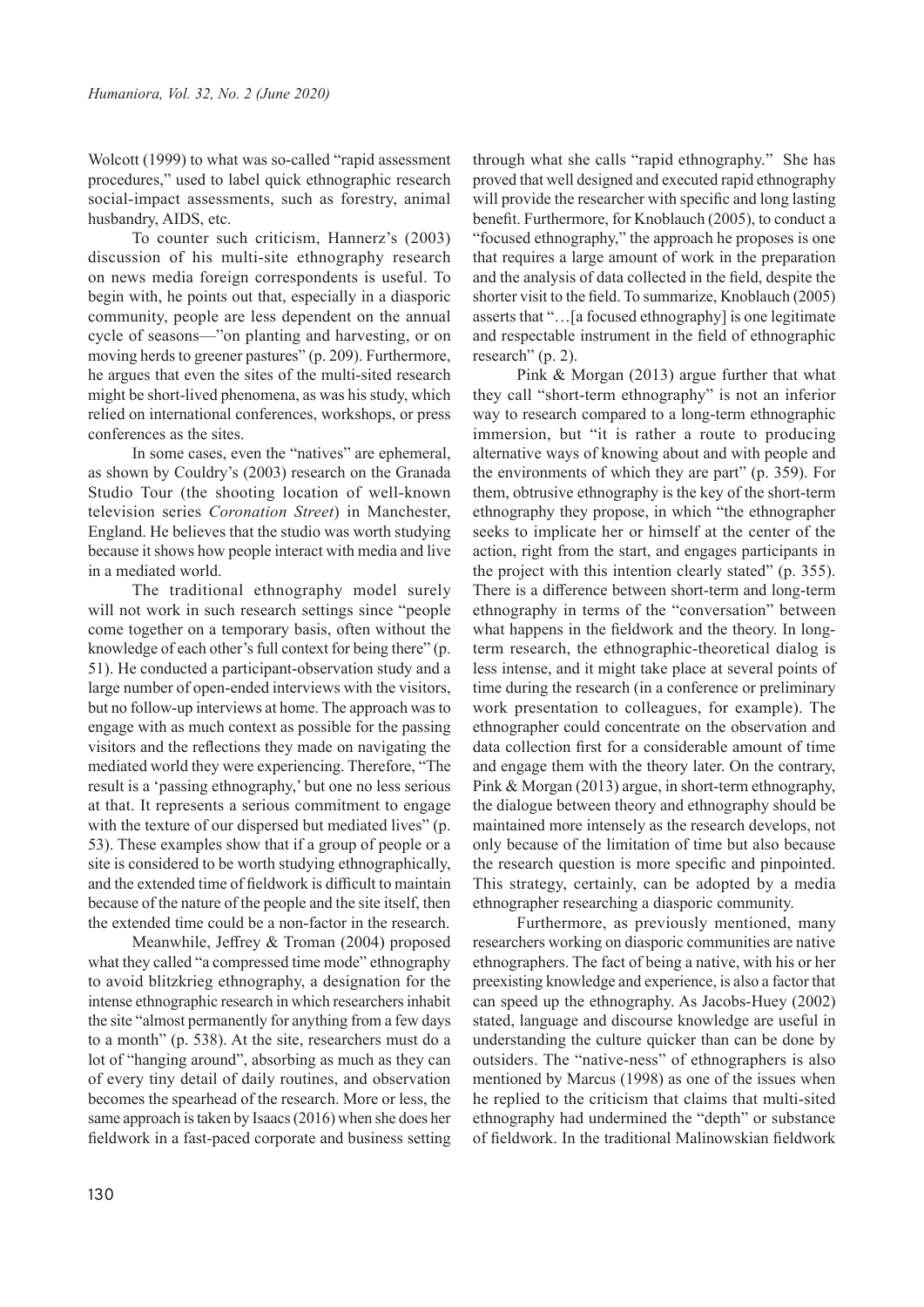Wolcott (1999) to what was so-called "rapid assessment procedures," used to label quick ethnographic research social-impact assessments, such as forestry, animal husbandry, AIDS, etc.

To counter such criticism, Hannerz's (2003) discussion of his multi-site ethnography research on news media foreign correspondents is useful. To begin with, he points out that, especially in a diasporic community, people are less dependent on the annual cycle of seasons—"on planting and harvesting, or on moving herds to greener pastures" (p. 209). Furthermore, he argues that even the sites of the multi-sited research might be short-lived phenomena, as was his study, which relied on international conferences, workshops, or press conferences as the sites.

In some cases, even the "natives" are ephemeral, as shown by Couldry's (2003) research on the Granada Studio Tour (the shooting location of well-known television series *Coronation Street*) in Manchester, England. He believes that the studio was worth studying because it shows how people interact with media and live in a mediated world.

The traditional ethnography model surely will not work in such research settings since "people come together on a temporary basis, often without the knowledge of each other's full context for being there" (p. 51). He conducted a participant-observation study and a large number of open-ended interviews with the visitors, but no follow-up interviews at home. The approach was to engage with as much context as possible for the passing visitors and the reflections they made on navigating the mediated world they were experiencing. Therefore, "The result is a 'passing ethnography,' but one no less serious at that. It represents a serious commitment to engage with the texture of our dispersed but mediated lives" (p. 53). These examples show that if a group of people or a site is considered to be worth studying ethnographically, and the extended time of fieldwork is difficult to maintain because of the nature of the people and the site itself, then the extended time could be a non-factor in the research.

Meanwhile, Jeffrey & Troman (2004) proposed what they called "a compressed time mode" ethnography to avoid blitzkrieg ethnography, a designation for the intense ethnographic research in which researchers inhabit the site "almost permanently for anything from a few days to a month" (p. 538). At the site, researchers must do a lot of "hanging around", absorbing as much as they can of every tiny detail of daily routines, and observation becomes the spearhead of the research. More or less, the same approach is taken by Isaacs (2016) when she does her fieldwork in a fast-paced corporate and business setting through what she calls "rapid ethnography." She has proved that well designed and executed rapid ethnography will provide the researcher with specific and long lasting benefit. Furthermore, for Knoblauch (2005), to conduct a "focused ethnography," the approach he proposes is one that requires a large amount of work in the preparation and the analysis of data collected in the field, despite the shorter visit to the field. To summarize, Knoblauch (2005) asserts that "…[a focused ethnography] is one legitimate and respectable instrument in the field of ethnographic research" (p. 2).

Pink & Morgan (2013) argue further that what they call "short-term ethnography" is not an inferior way to research compared to a long-term ethnographic immersion, but "it is rather a route to producing alternative ways of knowing about and with people and the environments of which they are part" (p. 359). For them, obtrusive ethnography is the key of the short-term ethnography they propose, in which "the ethnographer seeks to implicate her or himself at the center of the action, right from the start, and engages participants in the project with this intention clearly stated" (p. 355). There is a difference between short-term and long-term ethnography in terms of the "conversation" between what happens in the fieldwork and the theory. In long-term research, the ethnographic-theoretical dialog is less intense, and it might take place at several points of time during the research (in a conference or preliminary work presentation to colleagues, for example). The ethnographer could concentrate on the observation and data collection first for a considerable amount of time and engage them with the theory later. On the contrary, Pink & Morgan (2013) argue, in short-term ethnography, the dialogue between theory and ethnography should be maintained more intensely as the research develops, not only because of the limitation of time but also because the research question is more specific and pinpointed. This strategy, certainly, can be adopted by a media ethnographer researching a diasporic community.

Furthermore, as previously mentioned, many researchers working on diasporic communities are native ethnographers. The fact of being a native, with his or her preexisting knowledge and experience, is also a factor that can speed up the ethnography. As Jacobs-Huey (2002) stated, language and discourse knowledge are useful in understanding the culture quicker than can be done by outsiders. The "native-ness" of ethnographers is also mentioned by Marcus (1998) as one of the issues when he replied to the criticism that claims that multi-sited ethnography had undermined the "depth" or substance of fieldwork. In the traditional Malinowskian fieldwork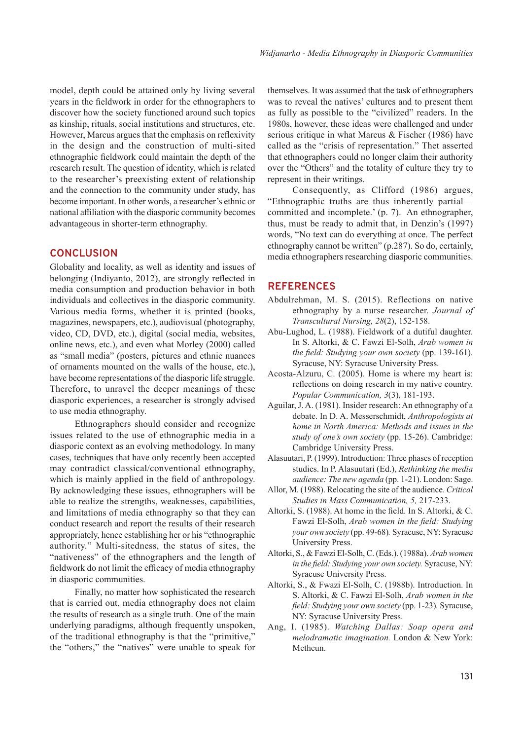model, depth could be attained only by living several years in the fieldwork in order for the ethnographers to discover how the society functioned around such topics as kinship, rituals, social institutions and structures, etc. However, Marcus argues that the emphasis on reflexivity in the design and the construction of multi-sited ethnographic fieldwork could maintain the depth of the research result. The question of identity, which is related to the researcher's preexisting extent of relationship and the connection to the community under study, has become important. In other words, a researcher's ethnic or national affiliation with the diasporic community becomes advantageous in shorter-term ethnography.

## CONCLUSION

Globality and locality, as well as identity and issues of belonging (Indiyanto, 2012), are strongly reflected in media consumption and production behavior in both individuals and collectives in the diasporic community. Various media forms, whether it is printed (books, magazines, newspapers, etc.), audiovisual (photography, video, CD, DVD, etc.), digital (social media, websites, online news, etc.), and even what Morley (2000) called as "small media" (posters, pictures and ethnic nuances of ornaments mounted on the walls of the house, etc.), have become representations of the diasporic life struggle. Therefore, to unravel the deeper meanings of these diasporic experiences, a researcher is strongly advised to use media ethnography.

Ethnographers should consider and recognize issues related to the use of ethnographic media in a diasporic context as an evolving methodology. In many cases, techniques that have only recently been accepted may contradict classical/conventional ethnography, which is mainly applied in the field of anthropology. By acknowledging these issues, ethnographers will be able to realize the strengths, weaknesses, capabilities, and limitations of media ethnography so that they can conduct research and report the results of their research appropriately, hence establishing her or his "ethnographic authority." Multi-sitedness, the status of sites, the "nativeness" of the ethnographers and the length of fieldwork do not limit the efficacy of media ethnography in diasporic communities.

Finally, no matter how sophisticated the research that is carried out, media ethnography does not claim the results of research as a single truth. One of the main underlying paradigms, although frequently unspoken, of the traditional ethnography is that the "primitive," the "others," the "natives" were unable to speak for themselves. It was assumed that the task of ethnographers was to reveal the natives' cultures and to present them as fully as possible to the "civilized" readers. In the 1980s, however, these ideas were challenged and under serious critique in what Marcus & Fischer (1986) have called as the "crisis of representation." Thet asserted that ethnographers could no longer claim their authority over the "Others" and the totality of culture they try to represent in their writings.

Consequently, as Clifford (1986) argues, "Ethnographic truths are thus inherently partial—committed and incomplete.' (p. 7). An ethnographer, thus, must be ready to admit that, in Denzin's (1997) words, "No text can do everything at once. The perfect ethnography cannot be written" (p.287). So do, certainly, media ethnographers researching diasporic communities.

## REFERENCES

Abdulrehman, M. S. (2015). Reflections on native ethnography by a nurse researcher. *Journal of Transcultural Nursing, 28*(2), 152-158.

Abu-Lughod, L. (1988). Fieldwork of a dutiful daughter. In S. Altorki, & C. Fawzi El-Solh, *Arab women in the field: Studying your own society* (pp. 139-161). Syracuse, NY: Syracuse University Press.

Acosta-Alzuru, C. (2005). Home is where my heart is: reflections on doing research in my native country. *Popular Communication, 3*(3), 181-193.

Aguilar, J. A. (1981). Insider research: An ethnography of a debate. In D. A. Messerschmidt, *Anthropologists at home in North America: Methods and issues in the study of one's own society* (pp. 15-26). Cambridge: Cambridge University Press.

Alasuutari, P. (1999). Introduction: Three phases of reception studies. In P. Alasuutari (Ed.), *Rethinking the media audience: The new agenda* (pp. 1-21). London: Sage.

Allor, M. (1988). Relocating the site of the audience. *Critical Studies in Mass Communication, 5,* 217-233.

Altorki, S. (1988). At home in the field. In S. Altorki, & C. Fawzi El-Solh, *Arab women in the field: Studying your own society* (pp. 49-68). Syracuse, NY: Syracuse University Press.

Altorki, S., & Fawzi El-Solh, C. (Eds.). (1988a). *Arab women in the field: Studying your own society.* Syracuse, NY: Syracuse University Press.

Altorki, S., & Fawzi El-Solh, C. (1988b). Introduction. In S. Altorki, & C. Fawzi El-Solh, *Arab women in the field: Studying your own society* (pp. 1-23). Syracuse, NY: Syracuse University Press.

Ang, I. (1985). *Watching Dallas: Soap opera and melodramatic imagination.* London & New York: Metheun.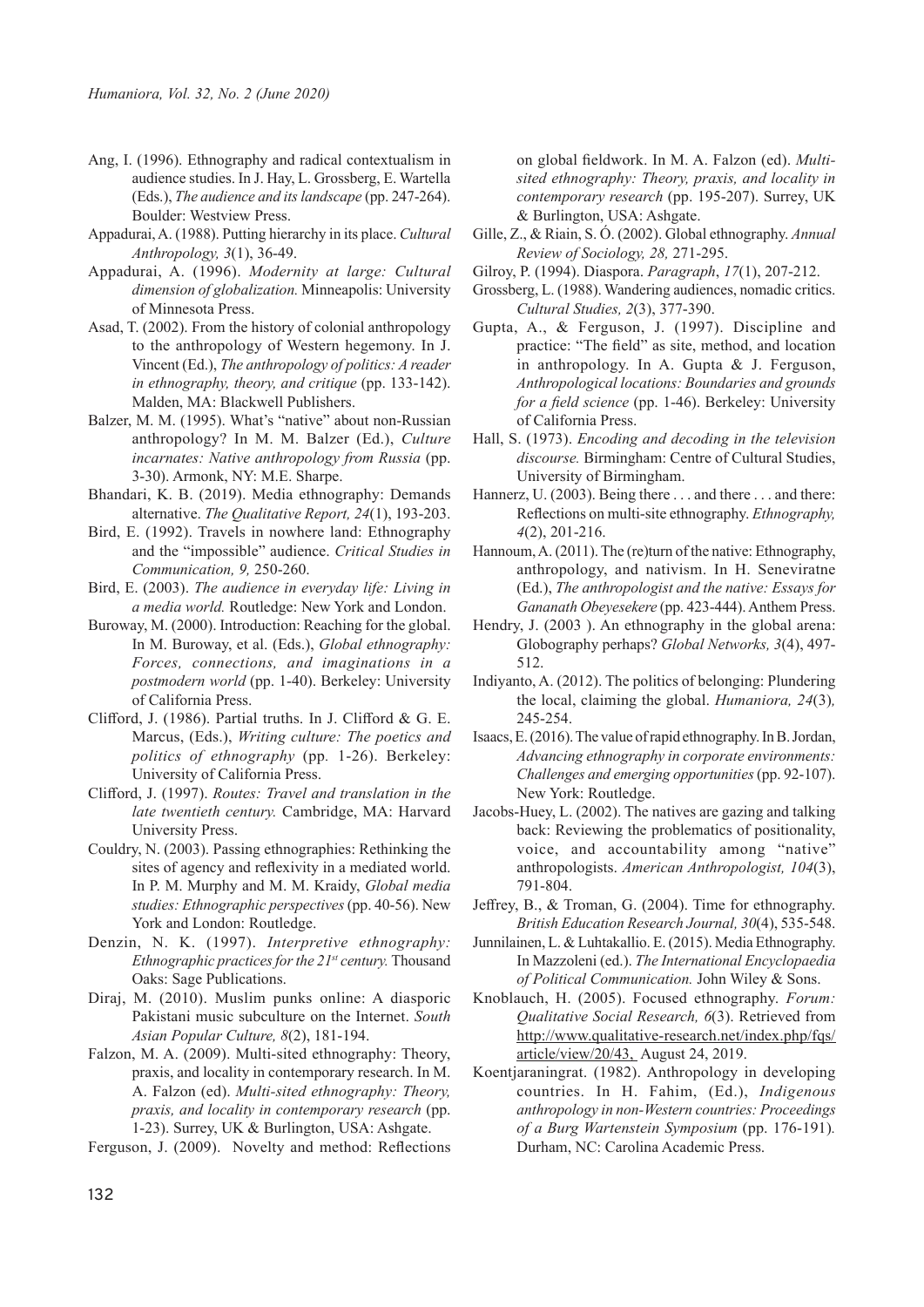Ang, I. (1996). Ethnography and radical contextualism in audience studies. In J. Hay, L. Grossberg, E. Wartella (Eds.), *The audience and its landscape* (pp. 247-264). Boulder: Westview Press.

Appadurai, A. (1988). Putting hierarchy in its place. *Cultural Anthropology, 3*(1), 36-49.

Appadurai, A. (1996). *Modernity at large: Cultural dimension of globalization.* Minneapolis: University of Minnesota Press.

Asad, T. (2002). From the history of colonial anthropology to the anthropology of Western hegemony. In J. Vincent (Ed.), *The anthropology of politics: A reader in ethnography, theory, and critique* (pp. 133-142). Malden, MA: Blackwell Publishers.

Balzer, M. M. (1995). What's "native" about non-Russian anthropology? In M. M. Balzer (Ed.), *Culture incarnates: Native anthropology from Russia* (pp. 3-30). Armonk, NY: M.E. Sharpe.

Bhandari, K. B. (2019). Media ethnography: Demands alternative. *The Qualitative Report, 24*(1), 193-203.

Bird, E. (1992). Travels in nowhere land: Ethnography and the "impossible" audience. *Critical Studies in Communication, 9,* 250-260.

Bird, E. (2003). *The audience in everyday life: Living in a media world.* Routledge: New York and London.

Buroway, M. (2000). Introduction: Reaching for the global. In M. Buroway, et al. (Eds.), *Global ethnography: Forces, connections, and imaginations in a postmodern world* (pp. 1-40). Berkeley: University of California Press.

Clifford, J. (1986). Partial truths. In J. Clifford & G. E. Marcus, (Eds.), *Writing culture: The poetics and politics of ethnography* (pp. 1-26). Berkeley: University of California Press.

Clifford, J. (1997). *Routes: Travel and translation in the late twentieth century.* Cambridge, MA: Harvard University Press.

Couldry, N. (2003). Passing ethnographies: Rethinking the sites of agency and reflexivity in a mediated world. In P. M. Murphy and M. M. Kraidy, *Global media studies: Ethnographic perspectives* (pp. 40-56). New York and London: Routledge.

Denzin, N. K. (1997). *Interpretive ethnography: Ethnographic practices for the 21st century.* Thousand Oaks: Sage Publications.

Diraj, M. (2010). Muslim punks online: A diasporic Pakistani music subculture on the Internet. *South Asian Popular Culture, 8*(2), 181-194.

Falzon, M. A. (2009). Multi-sited ethnography: Theory, praxis, and locality in contemporary research. In M. A. Falzon (ed). *Multi-sited ethnography: Theory, praxis, and locality in contemporary research* (pp. 1-23). Surrey, UK & Burlington, USA: Ashgate.

Ferguson, J. (2009). Novelty and method: Reflections on global fieldwork. In M. A. Falzon (ed). *Multi-sited ethnography: Theory, praxis, and locality in contemporary research* (pp. 195-207). Surrey, UK & Burlington, USA: Ashgate.

Gille, Z., & Riain, S. Ó. (2002). Global ethnography. *Annual Review of Sociology, 28,* 271-295.

Gilroy, P. (1994). Diaspora. *Paragraph*, *17*(1), 207-212.

Grossberg, L. (1988). Wandering audiences, nomadic critics. *Cultural Studies, 2*(3), 377-390.

Gupta, A., & Ferguson, J. (1997). Discipline and practice: "The field" as site, method, and location in anthropology. In A. Gupta & J. Ferguson, *Anthropological locations: Boundaries and grounds for a field science* (pp. 1-46). Berkeley: University of California Press.

Hall, S. (1973). *Encoding and decoding in the television discourse.* Birmingham: Centre of Cultural Studies, University of Birmingham.

Hannerz, U. (2003). Being there . . . and there . . . and there: Reflections on multi-site ethnography. *Ethnography, 4*(2), 201-216.

Hannoum, A. (2011). The (re)turn of the native: Ethnography, anthropology, and nativism. In H. Seneviratne (Ed.), *The anthropologist and the native: Essays for Gananath Obeyesekere* (pp. 423-444). Anthem Press.

Hendry, J. (2003 ). An ethnography in the global arena: Globography perhaps? *Global Networks, 3*(4), 497-512.

Indiyanto, A. (2012). The politics of belonging: Plundering the local, claiming the global. *Humaniora, 24*(3)*,* 245-254.

Isaacs, E. (2016). The value of rapid ethnography. In B. Jordan, *Advancing ethnography in corporate environments: Challenges and emerging opportunities* (pp. 92-107). New York: Routledge.

Jacobs-Huey, L. (2002). The natives are gazing and talking back: Reviewing the problematics of positionality, voice, and accountability among "native" anthropologists. *American Anthropologist, 104*(3), 791-804.

Jeffrey, B., & Troman, G. (2004). Time for ethnography. *British Education Research Journal, 30*(4), 535-548.

Junnilainen, L. & Luhtakallio. E. (2015). Media Ethnography. In Mazzoleni (ed.). *The International Encyclopaedia of Political Communication.* John Wiley & Sons.

Knoblauch, H. (2005). Focused ethnography. *Forum: Qualitative Social Research, 6*(3). Retrieved from http://www.qualitative-research.net/index.php/fqs/article/view/20/43, August 24, 2019.

Koentjaraningrat. (1982). Anthropology in developing countries. In H. Fahim, (Ed.), *Indigenous anthropology in non-Western countries: Proceedings of a Burg Wartenstein Symposium* (pp. 176-191)*.* Durham, NC: Carolina Academic Press.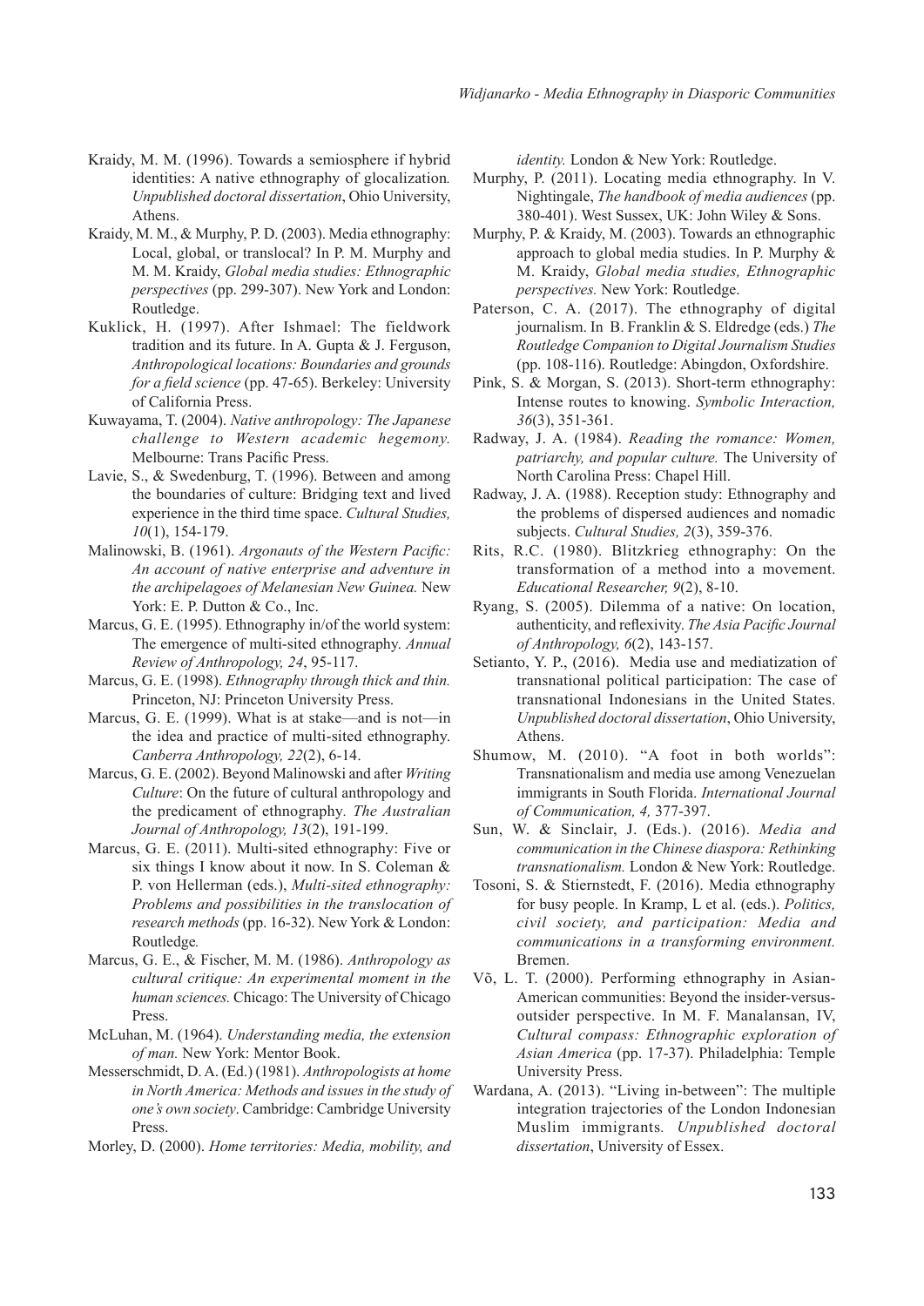Kraidy, M. M. (1996). Towards a semiosphere if hybrid identities: A native ethnography of glocalization*. Unpublished doctoral dissertation*, Ohio University, Athens.

Kraidy, M. M., & Murphy, P. D. (2003). Media ethnography: Local, global, or translocal? In P. M. Murphy and M. M. Kraidy, *Global media studies: Ethnographic perspectives* (pp. 299-307). New York and London: Routledge.

Kuklick, H. (1997). After Ishmael: The fieldwork tradition and its future. In A. Gupta & J. Ferguson, *Anthropological locations: Boundaries and grounds for a field science* (pp. 47-65). Berkeley: University of California Press.

Kuwayama, T. (2004). *Native anthropology: The Japanese challenge to Western academic hegemony.* Melbourne: Trans Pacific Press.

Lavie, S., & Swedenburg, T. (1996). Between and among the boundaries of culture: Bridging text and lived experience in the third time space. *Cultural Studies, 10*(1), 154-179.

Malinowski, B. (1961). *Argonauts of the Western Pacific: An account of native enterprise and adventure in the archipelagoes of Melanesian New Guinea.* New York: E. P. Dutton & Co., Inc.

Marcus, G. E. (1995). Ethnography in/of the world system: The emergence of multi-sited ethnography. *Annual Review of Anthropology, 24*, 95-117.

Marcus, G. E. (1998). *Ethnography through thick and thin.* Princeton, NJ: Princeton University Press.

Marcus, G. E. (1999). What is at stake—and is not—in the idea and practice of multi-sited ethnography. *Canberra Anthropology, 22*(2), 6-14.

Marcus, G. E. (2002). Beyond Malinowski and after *Writing Culture*: On the future of cultural anthropology and the predicament of ethnography*. The Australian Journal of Anthropology, 13*(2), 191-199.

Marcus, G. E. (2011). Multi-sited ethnography: Five or six things I know about it now. In S. Coleman & P. von Hellerman (eds.), *Multi-sited ethnography: Problems and possibilities in the translocation of research methods* (pp. 16-32). New York & London: Routledge*.*

Marcus, G. E., & Fischer, M. M. (1986). *Anthropology as cultural critique: An experimental moment in the human sciences.* Chicago: The University of Chicago Press.

McLuhan, M. (1964). *Understanding media, the extension of man.* New York: Mentor Book.

Messerschmidt, D. A. (Ed.) (1981). *Anthropologists at home in North America: Methods and issues in the study of one's own society*. Cambridge: Cambridge University Press.

Morley, D. (2000). *Home territories: Media, mobility, and identity.* London & New York: Routledge.

Murphy, P. (2011). Locating media ethnography. In V. Nightingale, *The handbook of media audiences* (pp. 380-401). West Sussex, UK: John Wiley & Sons.

Murphy, P. & Kraidy, M. (2003). Towards an ethnographic approach to global media studies. In P. Murphy & M. Kraidy, *Global media studies, Ethnographic perspectives.* New York: Routledge.

Paterson, C. A. (2017). The ethnography of digital journalism. In B. Franklin & S. Eldredge (eds.) *The Routledge Companion to Digital Journalism Studies* (pp. 108-116). Routledge: Abingdon, Oxfordshire.

Pink, S. & Morgan, S. (2013). Short-term ethnography: Intense routes to knowing. *Symbolic Interaction, 36*(3), 351-361.

Radway, J. A. (1984). *Reading the romance: Women, patriarchy, and popular culture.* The University of North Carolina Press: Chapel Hill.

Radway, J. A. (1988). Reception study: Ethnography and the problems of dispersed audiences and nomadic subjects. *Cultural Studies, 2*(3), 359-376.

Rits, R.C. (1980). Blitzkrieg ethnography: On the transformation of a method into a movement. *Educational Researcher, 9*(2), 8-10.

Ryang, S. (2005). Dilemma of a native: On location, authenticity, and reflexivity. *The Asia Pacific Journal of Anthropology, 6*(2), 143-157.

Setianto, Y. P., (2016). Media use and mediatization of transnational political participation: The case of transnational Indonesians in the United States. *Unpublished doctoral dissertation*, Ohio University, Athens.

Shumow, M. (2010). "A foot in both worlds": Transnationalism and media use among Venezuelan immigrants in South Florida. *International Journal of Communication, 4,* 377-397.

Sun, W. & Sinclair, J. (Eds.). (2016). *Media and communication in the Chinese diaspora: Rethinking transnationalism.* London & New York: Routledge.

Tosoni, S. & Stiernstedt, F. (2016). Media ethnography for busy people. In Kramp, L et al. (eds.). *Politics, civil society, and participation: Media and communications in a transforming environment.* Bremen.

Võ, L. T. (2000). Performing ethnography in Asian-American communities: Beyond the insider-versus-outsider perspective. In M. F. Manalansan, IV, *Cultural compass: Ethnographic exploration of Asian America* (pp. 17-37). Philadelphia: Temple University Press.

Wardana, A. (2013). "Living in-between": The multiple integration trajectories of the London Indonesian Muslim immigrants*. Unpublished doctoral dissertation*, University of Essex.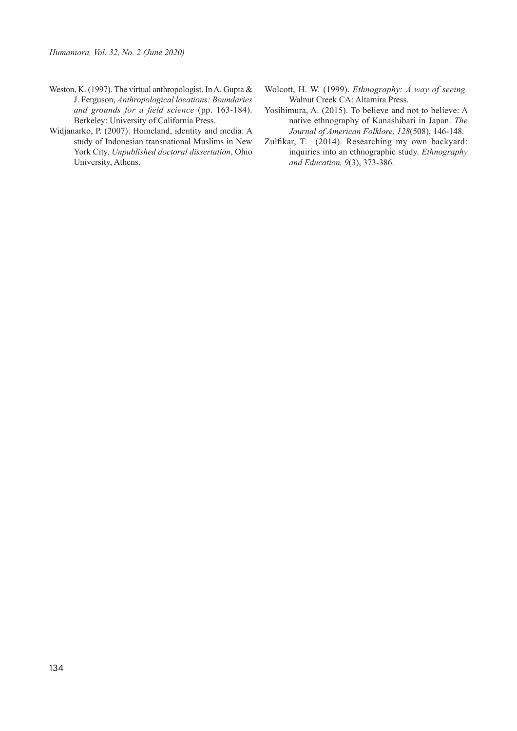Weston, K. (1997). The virtual anthropologist. In A. Gupta & J. Ferguson, *Anthropological locations: Boundaries and grounds for a field science* (pp. 163-184). Berkeley: University of California Press.

Widjanarko, P. (2007). Homeland, identity and media: A study of Indonesian transnational Muslims in New York City. *Unpublished doctoral dissertation*, Ohio University, Athens.

Wolcott, H. W. (1999). *Ethnography: A way of seeing.* Walnut Creek CA: Altamira Press.

Yosihimura, A. (2015). To believe and not to believe: A native ethnography of Kanashibari in Japan. *The Journal of American Folklore, 128*(508), 146-148.

Zulfikar, T. (2014). Researching my own backyard: inquiries into an ethnographic study. *Ethnography and Education, 9*(3), 373-386.